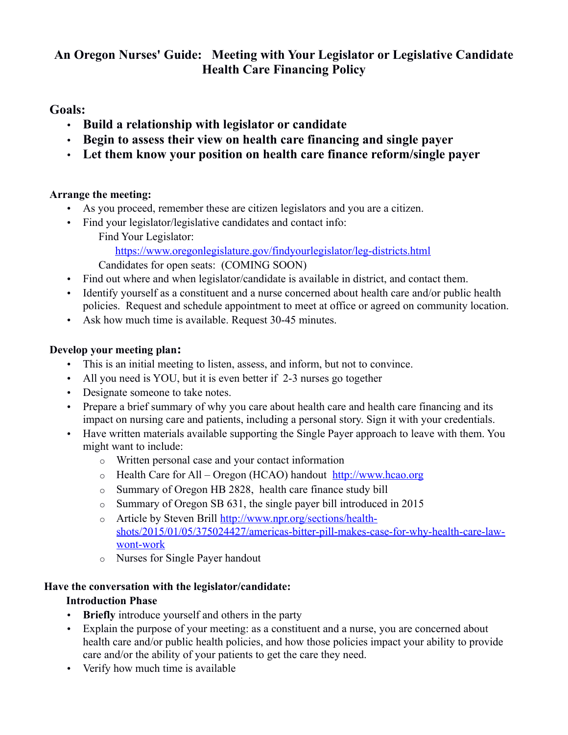# An Oregon Nurses' Guide: Meeting with Your Legislator or Legislative Candidate Health Care Financing Policy

## Goals:

- **Build a relationship with legislator or candidate**
- **Begin to assess their view on health care financing and single payer**
- **Let them know your position on health care finance reform/single payer**

### Arrange the meeting:

- As you proceed, remember these are citizen legislators and you are a citizen.
- Find your legislator/legislative candidates and contact info:
  - Find Your Legislator:
    - https://www.oregonlegislature.gov/findyourlegislator/leg-districts.html
  - Candidates for open seats: (COMING SOON)
- Find out where and when legislator/candidate is available in district, and contact them.
- Identify yourself as a constituent and a nurse concerned about health care and/or public health policies. Request and schedule appointment to meet at office or agreed on community location.
- Ask how much time is available. Request 30-45 minutes.

### Develop your meeting plan:

- This is an initial meeting to listen, assess, and inform, but not to convince.
- All you need is YOU, but it is even better if 2-3 nurses go together
- Designate someone to take notes.
- Prepare a brief summary of why you care about health care and health care financing and its impact on nursing care and patients, including a personal story. Sign it with your credentials.
- Have written materials available supporting the Single Payer approach to leave with them. You might want to include:
  - Written personal case and your contact information
  - Health Care for All – Oregon (HCAO) handout http://www.hcao.org
  - Summary of Oregon HB 2828, health care finance study bill
  - Summary of Oregon SB 631, the single payer bill introduced in 2015
  - Article by Steven Brill http://www.npr.org/sections/health-shots/2015/01/05/375024427/americas-bitter-pill-makes-case-for-why-health-care-law-wont-work
  - Nurses for Single Payer handout

### Have the conversation with the legislator/candidate:

#### Introduction Phase

- **Briefly** introduce yourself and others in the party
- Explain the purpose of your meeting: as a constituent and a nurse, you are concerned about health care and/or public health policies, and how those policies impact your ability to provide care and/or the ability of your patients to get the care they need.
- Verify how much time is available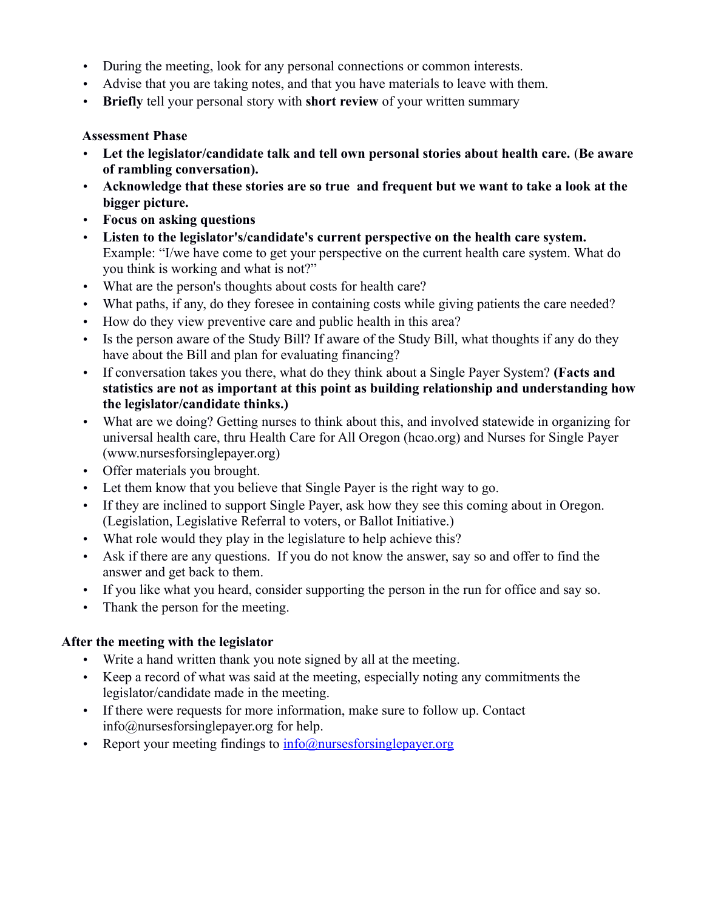- During the meeting, look for any personal connections or common interests.
- Advise that you are taking notes, and that you have materials to leave with them.
- **Briefly** tell your personal story with **short review** of your written summary

**Assessment Phase**

- **Let the legislator/candidate talk and tell own personal stories about health care.** (**Be aware of rambling conversation).**
- **Acknowledge that these stories are so true and frequent but we want to take a look at the bigger picture.**
- **Focus on asking questions**
- **Listen to the legislator's/candidate's current perspective on the health care system.** Example: "I/we have come to get your perspective on the current health care system. What do you think is working and what is not?"
- What are the person's thoughts about costs for health care?
- What paths, if any, do they foresee in containing costs while giving patients the care needed?
- How do they view preventive care and public health in this area?
- Is the person aware of the Study Bill? If aware of the Study Bill, what thoughts if any do they have about the Bill and plan for evaluating financing?
- If conversation takes you there, what do they think about a Single Payer System? **(Facts and statistics are not as important at this point as building relationship and understanding how the legislator/candidate thinks.)**
- What are we doing? Getting nurses to think about this, and involved statewide in organizing for universal health care, thru Health Care for All Oregon (hcao.org) and Nurses for Single Payer (www.nursesforsinglepayer.org)
- Offer materials you brought.
- Let them know that you believe that Single Payer is the right way to go.
- If they are inclined to support Single Payer, ask how they see this coming about in Oregon. (Legislation, Legislative Referral to voters, or Ballot Initiative.)
- What role would they play in the legislature to help achieve this?
- Ask if there are any questions. If you do not know the answer, say so and offer to find the answer and get back to them.
- If you like what you heard, consider supporting the person in the run for office and say so.
- Thank the person for the meeting.

**After the meeting with the legislator**

- Write a hand written thank you note signed by all at the meeting.
- Keep a record of what was said at the meeting, especially noting any commitments the legislator/candidate made in the meeting.
- If there were requests for more information, make sure to follow up. Contact info@nursesforsinglepayer.org for help.
- Report your meeting findings to info@nursesforsinglepayer.org